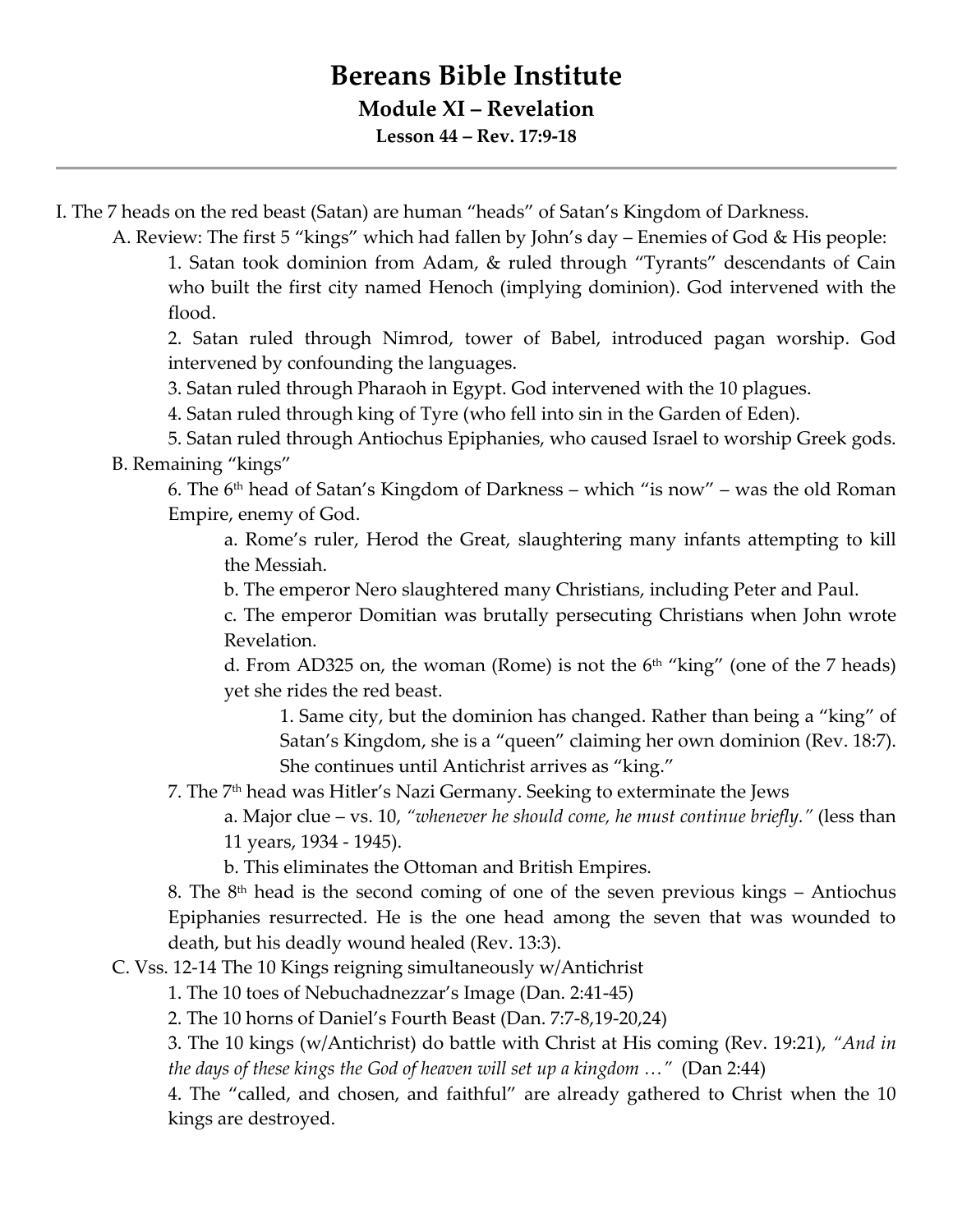# Bereans Bible Institute

## Module XI – Revelation

### Lesson 44 – Rev. 17:9-18

---

I. The 7 heads on the red beast (Satan) are human "heads" of Satan's Kingdom of Darkness.

- A. Review: The first 5 "kings" which had fallen by John's day – Enemies of God & His people:
  1. Satan took dominion from Adam, & ruled through "Tyrants" descendants of Cain who built the first city named Henoch (implying dominion). God intervened with the flood.
  2. Satan ruled through Nimrod, tower of Babel, introduced pagan worship. God intervened by confounding the languages.
  3. Satan ruled through Pharaoh in Egypt. God intervened with the 10 plagues.
  4. Satan ruled through king of Tyre (who fell into sin in the Garden of Eden).
  5. Satan ruled through Antiochus Epiphanies, who caused Israel to worship Greek gods.
- B. Remaining "kings"
  6. The 6th head of Satan's Kingdom of Darkness – which "is now" – was the old Roman Empire, enemy of God.
     - a. Rome's ruler, Herod the Great, slaughtering many infants attempting to kill the Messiah.
     - b. The emperor Nero slaughtered many Christians, including Peter and Paul.
     - c. The emperor Domitian was brutally persecuting Christians when John wrote Revelation.
     - d. From AD325 on, the woman (Rome) is not the 6th "king" (one of the 7 heads) yet she rides the red beast.
       1. Same city, but the dominion has changed. Rather than being a "king" of Satan's Kingdom, she is a "queen" claiming her own dominion (Rev. 18:7). She continues until Antichrist arrives as "king."
  7. The 7th head was Hitler's Nazi Germany. Seeking to exterminate the Jews
     - a. Major clue – vs. 10, *"whenever he should come, he must continue briefly."* (less than 11 years, 1934 - 1945).
     - b. This eliminates the Ottoman and British Empires.
  8. The 8th head is the second coming of one of the seven previous kings – Antiochus Epiphanies resurrected. He is the one head among the seven that was wounded to death, but his deadly wound healed (Rev. 13:3).
- C. Vss. 12-14 The 10 Kings reigning simultaneously w/Antichrist
  1. The 10 toes of Nebuchadnezzar's Image (Dan. 2:41-45)
  2. The 10 horns of Daniel's Fourth Beast (Dan. 7:7-8,19-20,24)
  3. The 10 kings (w/Antichrist) do battle with Christ at His coming (Rev. 19:21), *"And in the days of these kings the God of heaven will set up a kingdom …"* (Dan 2:44)
  4. The "called, and chosen, and faithful" are already gathered to Christ when the 10 kings are destroyed.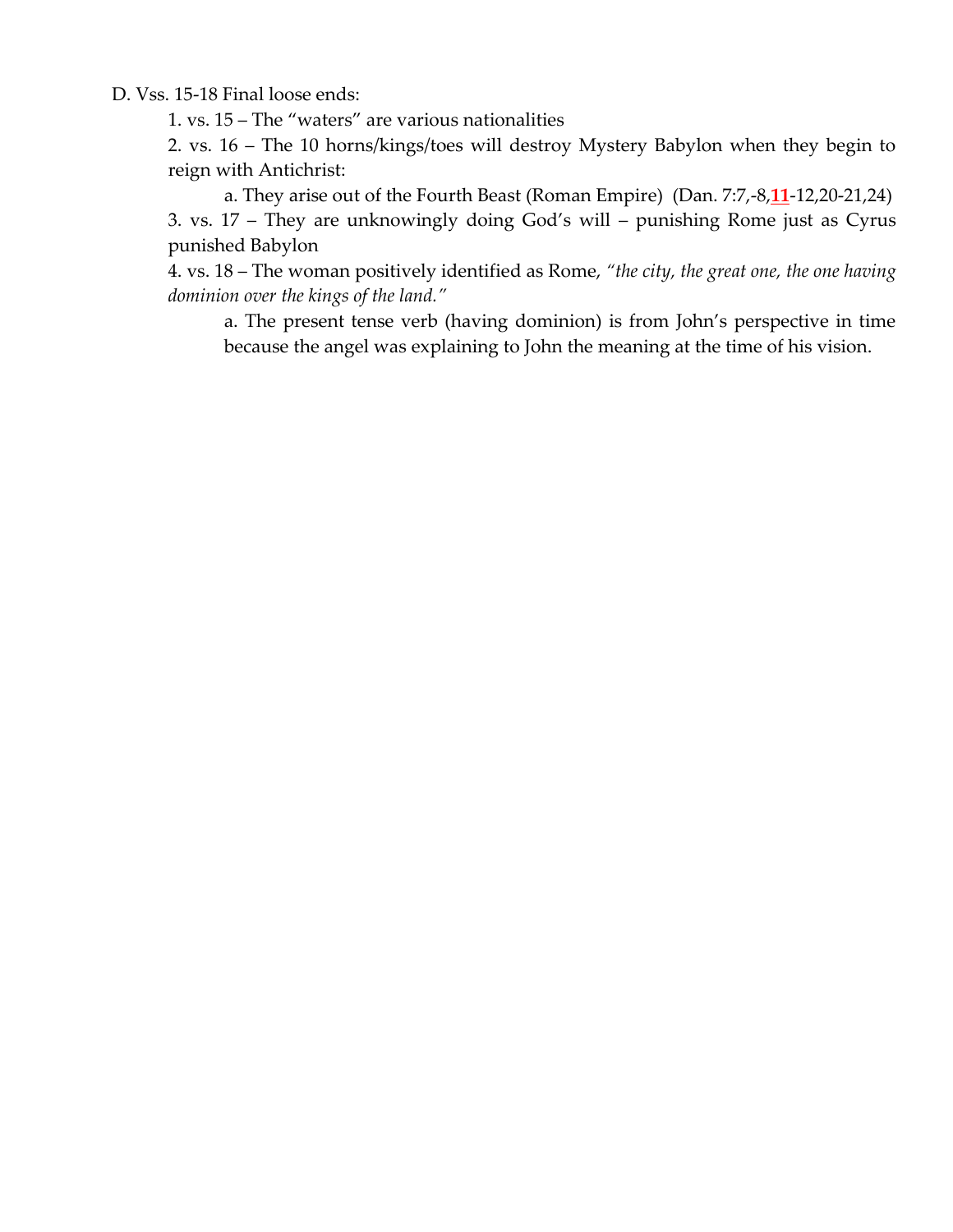D. Vss. 15-18 Final loose ends:

1. vs. 15 – The "waters" are various nationalities

2. vs. 16 – The 10 horns/kings/toes will destroy Mystery Babylon when they begin to reign with Antichrist:

   a. They arise out of the Fourth Beast (Roman Empire) (Dan. 7:7,-8,**11**-12,20-21,24)

3. vs. 17 – They are unknowingly doing God's will – punishing Rome just as Cyrus punished Babylon

4. vs. 18 – The woman positively identified as Rome, *"the city, the great one, the one having dominion over the kings of the land."*

   a. The present tense verb (having dominion) is from John's perspective in time because the angel was explaining to John the meaning at the time of his vision.